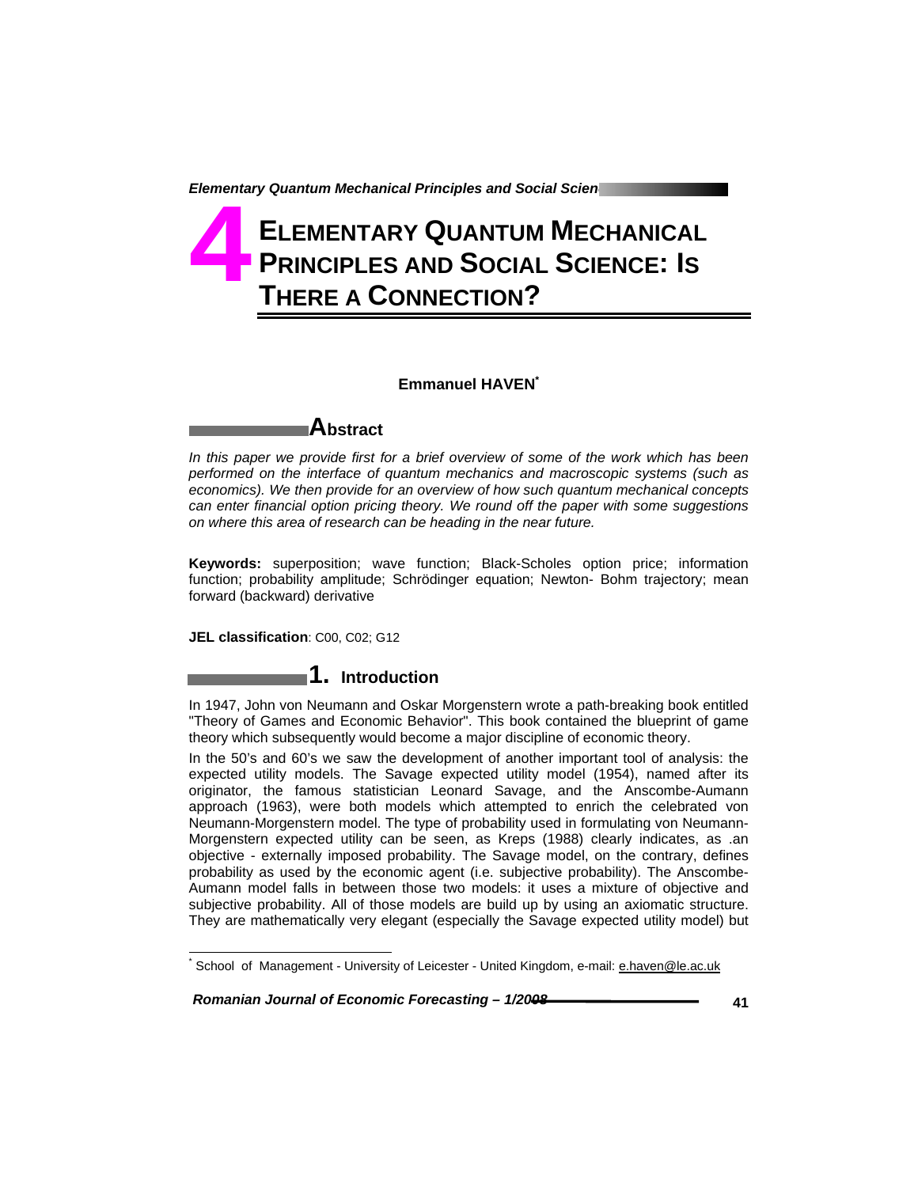# 4 ELEMENTARY QUANTUM MECHANICAL PRINCIPLES AND SOCIAL SCIENCE: IS THERE A CONNECTION?

**Emmanuel HAVEN**[*]

## Abstract

*In this paper we provide first for a brief overview of some of the work which has been performed on the interface of quantum mechanics and macroscopic systems (such as economics). We then provide for an overview of how such quantum mechanical concepts can enter financial option pricing theory. We round off the paper with some suggestions on where this area of research can be heading in the near future.*

**Keywords:** superposition; wave function; Black-Scholes option price; information function; probability amplitude; Schrödinger equation; Newton- Bohm trajectory; mean forward (backward) derivative

**JEL classification**: C00, C02; G12

## 1. Introduction

In 1947, John von Neumann and Oskar Morgenstern wrote a path-breaking book entitled "Theory of Games and Economic Behavior". This book contained the blueprint of game theory which subsequently would become a major discipline of economic theory.

In the 50's and 60's we saw the development of another important tool of analysis: the expected utility models. The Savage expected utility model (1954), named after its originator, the famous statistician Leonard Savage, and the Anscombe-Aumann approach (1963), were both models which attempted to enrich the celebrated von Neumann-Morgenstern model. The type of probability used in formulating von Neumann-Morgenstern expected utility can be seen, as Kreps (1988) clearly indicates, as .an objective - externally imposed probability. The Savage model, on the contrary, defines probability as used by the economic agent (i.e. subjective probability). The Anscombe-Aumann model falls in between those two models: it uses a mixture of objective and subjective probability. All of those models are build up by using an axiomatic structure. They are mathematically very elegant (especially the Savage expected utility model) but

[*] School of Management - University of Leicester - United Kingdom, e-mail: e.haven@le.ac.uk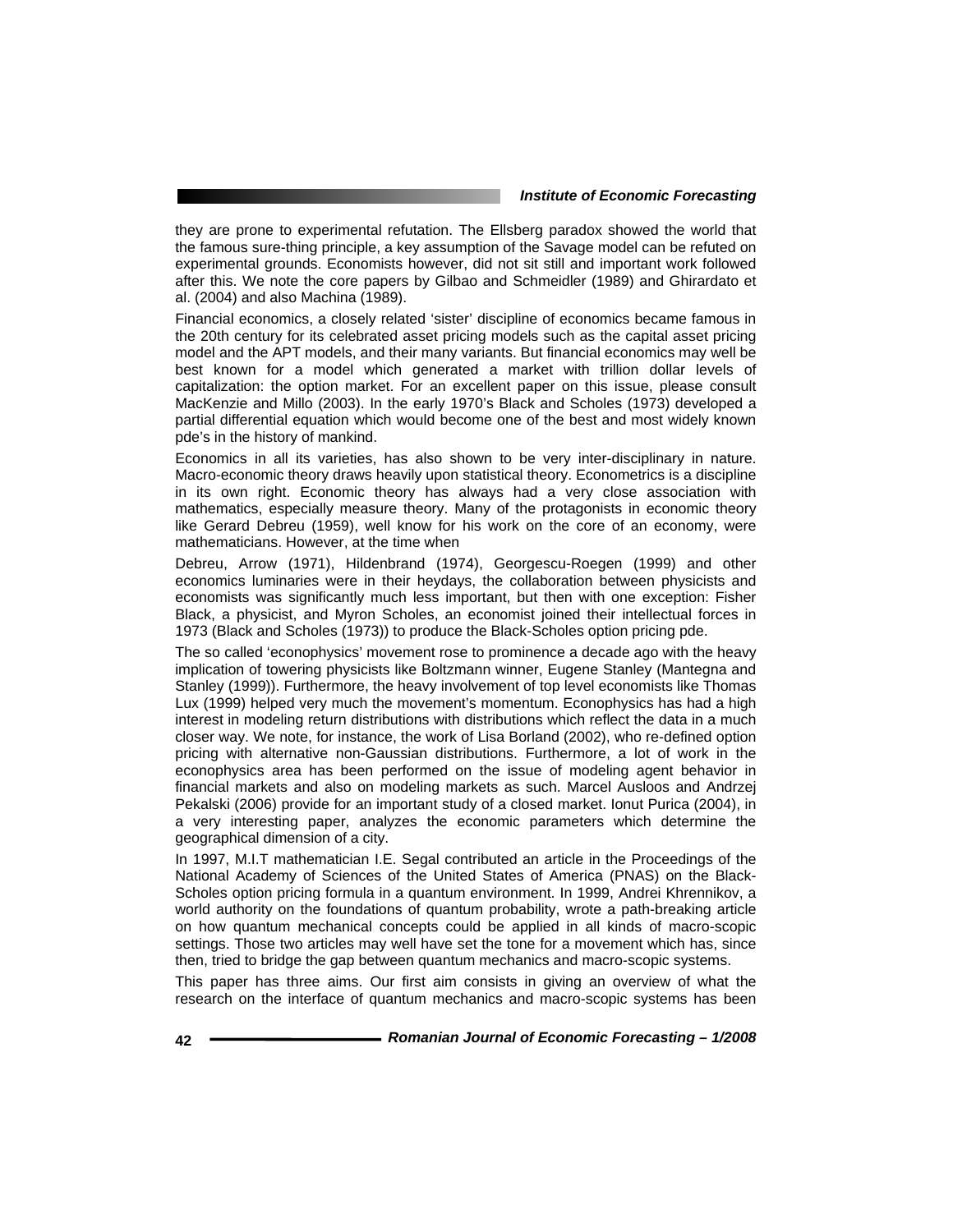they are prone to experimental refutation. The Ellsberg paradox showed the world that the famous sure-thing principle, a key assumption of the Savage model can be refuted on experimental grounds. Economists however, did not sit still and important work followed after this. We note the core papers by Gilbao and Schmeidler (1989) and Ghirardato et al. (2004) and also Machina (1989).

Financial economics, a closely related 'sister' discipline of economics became famous in the 20th century for its celebrated asset pricing models such as the capital asset pricing model and the APT models, and their many variants. But financial economics may well be best known for a model which generated a market with trillion dollar levels of capitalization: the option market. For an excellent paper on this issue, please consult MacKenzie and Millo (2003). In the early 1970's Black and Scholes (1973) developed a partial differential equation which would become one of the best and most widely known pde's in the history of mankind.

Economics in all its varieties, has also shown to be very inter-disciplinary in nature. Macro-economic theory draws heavily upon statistical theory. Econometrics is a discipline in its own right. Economic theory has always had a very close association with mathematics, especially measure theory. Many of the protagonists in economic theory like Gerard Debreu (1959), well know for his work on the core of an economy, were mathematicians. However, at the time when

Debreu, Arrow (1971), Hildenbrand (1974), Georgescu-Roegen (1999) and other economics luminaries were in their heydays, the collaboration between physicists and economists was significantly much less important, but then with one exception: Fisher Black, a physicist, and Myron Scholes, an economist joined their intellectual forces in 1973 (Black and Scholes (1973)) to produce the Black-Scholes option pricing pde.

The so called 'econophysics' movement rose to prominence a decade ago with the heavy implication of towering physicists like Boltzmann winner, Eugene Stanley (Mantegna and Stanley (1999)). Furthermore, the heavy involvement of top level economists like Thomas Lux (1999) helped very much the movement's momentum. Econophysics has had a high interest in modeling return distributions with distributions which reflect the data in a much closer way. We note, for instance, the work of Lisa Borland (2002), who re-defined option pricing with alternative non-Gaussian distributions. Furthermore, a lot of work in the econophysics area has been performed on the issue of modeling agent behavior in financial markets and also on modeling markets as such. Marcel Ausloos and Andrzej Pekalski (2006) provide for an important study of a closed market. Ionut Purica (2004), in a very interesting paper, analyzes the economic parameters which determine the geographical dimension of a city.

In 1997, M.I.T mathematician I.E. Segal contributed an article in the Proceedings of the National Academy of Sciences of the United States of America (PNAS) on the Black-Scholes option pricing formula in a quantum environment. In 1999, Andrei Khrennikov, a world authority on the foundations of quantum probability, wrote a path-breaking article on how quantum mechanical concepts could be applied in all kinds of macro-scopic settings. Those two articles may well have set the tone for a movement which has, since then, tried to bridge the gap between quantum mechanics and macro-scopic systems.

This paper has three aims. Our first aim consists in giving an overview of what the research on the interface of quantum mechanics and macro-scopic systems has been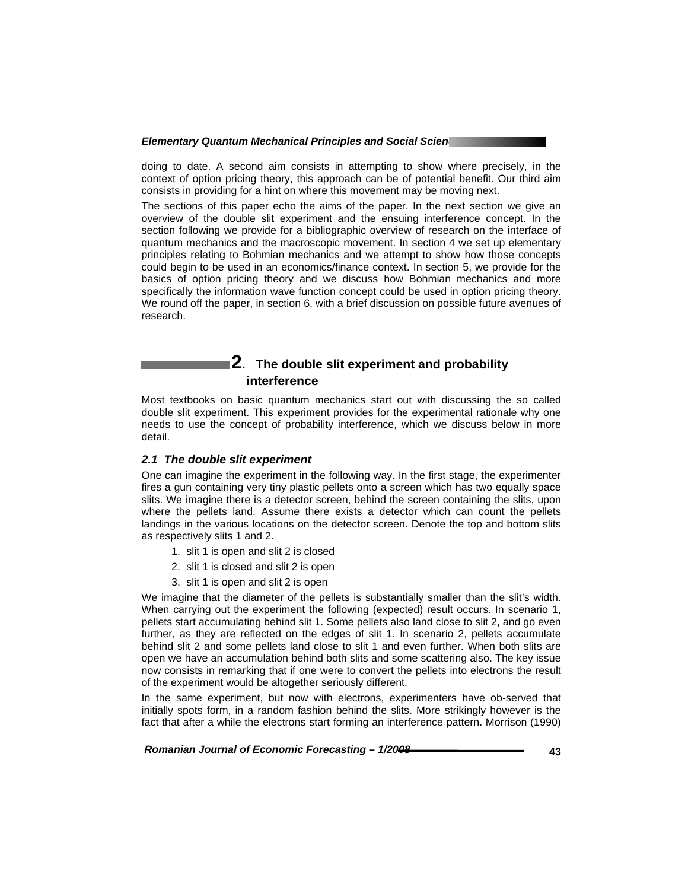doing to date. A second aim consists in attempting to show where precisely, in the context of option pricing theory, this approach can be of potential benefit. Our third aim consists in providing for a hint on where this movement may be moving next.

The sections of this paper echo the aims of the paper. In the next section we give an overview of the double slit experiment and the ensuing interference concept. In the section following we provide for a bibliographic overview of research on the interface of quantum mechanics and the macroscopic movement. In section 4 we set up elementary principles relating to Bohmian mechanics and we attempt to show how those concepts could begin to be used in an economics/finance context. In section 5, we provide for the basics of option pricing theory and we discuss how Bohmian mechanics and more specifically the information wave function concept could be used in option pricing theory. We round off the paper, in section 6, with a brief discussion on possible future avenues of research.

## 2. The double slit experiment and probability interference

Most textbooks on basic quantum mechanics start out with discussing the so called double slit experiment. This experiment provides for the experimental rationale why one needs to use the concept of probability interference, which we discuss below in more detail.

### *2.1 The double slit experiment*

One can imagine the experiment in the following way. In the first stage, the experimenter fires a gun containing very tiny plastic pellets onto a screen which has two equally space slits. We imagine there is a detector screen, behind the screen containing the slits, upon where the pellets land. Assume there exists a detector which can count the pellets landings in the various locations on the detector screen. Denote the top and bottom slits as respectively slits 1 and 2.

1. slit 1 is open and slit 2 is closed
2. slit 1 is closed and slit 2 is open
3. slit 1 is open and slit 2 is open

We imagine that the diameter of the pellets is substantially smaller than the slit's width. When carrying out the experiment the following (expected) result occurs. In scenario 1, pellets start accumulating behind slit 1. Some pellets also land close to slit 2, and go even further, as they are reflected on the edges of slit 1. In scenario 2, pellets accumulate behind slit 2 and some pellets land close to slit 1 and even further. When both slits are open we have an accumulation behind both slits and some scattering also. The key issue now consists in remarking that if one were to convert the pellets into electrons the result of the experiment would be altogether seriously different.

In the same experiment, but now with electrons, experimenters have ob-served that initially spots form, in a random fashion behind the slits. More strikingly however is the fact that after a while the electrons start forming an interference pattern. Morrison (1990)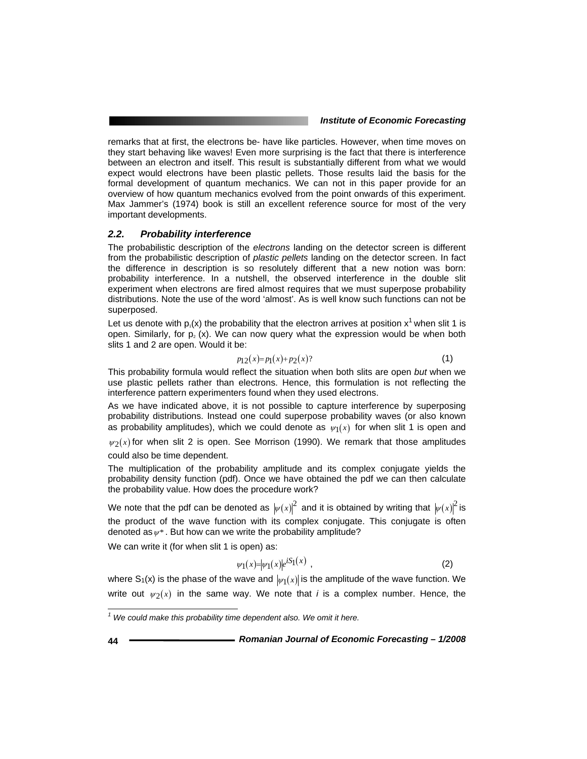remarks that at first, the electrons be- have like particles. However, when time moves on they start behaving like waves! Even more surprising is the fact that there is interference between an electron and itself. This result is substantially different from what we would expect would electrons have been plastic pellets. Those results laid the basis for the formal development of quantum mechanics. We can not in this paper provide for an overview of how quantum mechanics evolved from the point onwards of this experiment. Max Jammer's (1974) book is still an excellent reference source for most of the very important developments.

### 2.2. Probability interference

The probabilistic description of the *electrons* landing on the detector screen is different from the probabilistic description of *plastic pellets* landing on the detector screen. In fact the difference in description is so resolutely different that a new notion was born: probability interference. In a nutshell, the observed interference in the double slit experiment when electrons are fired almost requires that we must superpose probability distributions. Note the use of the word 'almost'. As is well know such functions can not be superposed.

Let us denote with $p_1(x)$ the probability that the electron arrives at position x[1] when slit 1 is open. Similarly, for $p_2(x)$. We can now query what the expression would be when both slits 1 and 2 are open. Would it be:

$$p_{12}(x) = p_1(x) + p_2(x)? \tag{1}$$

This probability formula would reflect the situation when both slits are open *but* when we use plastic pellets rather than electrons. Hence, this formulation is not reflecting the interference pattern experimenters found when they used electrons.

As we have indicated above, it is not possible to capture interference by superposing probability distributions. Instead one could superpose probability waves (or also known as probability amplitudes), which we could denote as $\psi_1(x)$ for when slit 1 is open and $\psi_2(x)$ for when slit 2 is open. See Morrison (1990). We remark that those amplitudes could also be time dependent.

The multiplication of the probability amplitude and its complex conjugate yields the probability density function (pdf). Once we have obtained the pdf we can then calculate the probability value. How does the procedure work?

We note that the pdf can be denoted as $|\psi(x)|^2$ and it is obtained by writing that $|\psi(x)|^2$ is the product of the wave function with its complex conjugate. This conjugate is often denoted as $\psi^*$. But how can we write the probability amplitude?

We can write it (for when slit 1 is open) as:

$$\psi_1(x) = |\psi_1(x)| e^{iS_1(x)} , \tag{2}$$

where $S_1(x)$ is the phase of the wave and $|\psi_1(x)|$ is the amplitude of the wave function. We write out $\psi_2(x)$ in the same way. We note that *i* is a complex number. Hence, the

---

[1] *We could make this probability time dependent also. We omit it here.*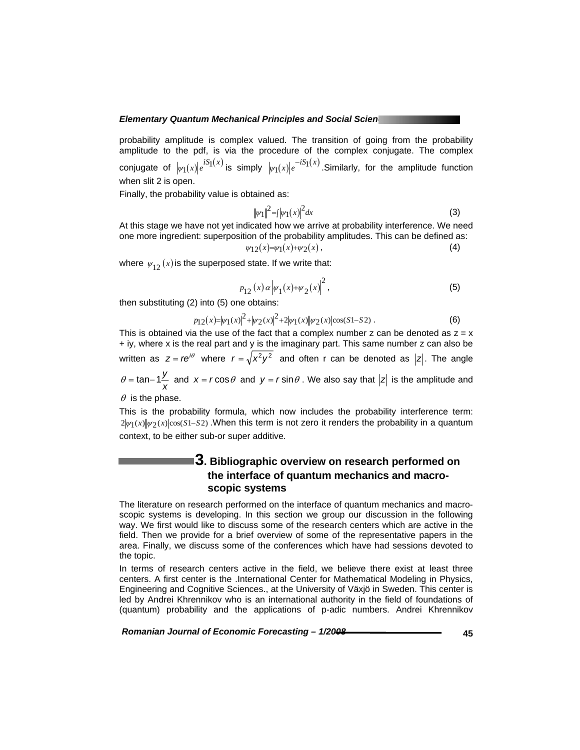probability amplitude is complex valued. The transition of going from the probability amplitude to the pdf, is via the procedure of the complex conjugate. The complex conjugate of $|\psi_1(x)|e^{iS_1(x)}$ is simply $|\psi_1(x)|e^{-iS_1(x)}$. Similarly, for the amplitude function when slit 2 is open.

Finally, the probability value is obtained as:

$$\|\psi_1\|^2 = \int |\psi_1(x)|^2 dx \tag{3}$$

At this stage we have not yet indicated how we arrive at probability interference. We need one more ingredient: superposition of the probability amplitudes. This can be defined as:

$$\psi_{12}(x) = \psi_1(x) + \psi_2(x), \tag{4}$$

where $\psi_{12}(x)$ is the superposed state. If we write that:

$$p_{12}(x) \alpha \left|\psi_1(x) + \psi_2(x)\right|^2, \tag{5}$$

then substituting (2) into (5) one obtains:

$$p_{12}(x) = |\psi_1(x)|^2 + |\psi_2(x)|^2 + 2|\psi_1(x)||\psi_2(x)|\cos(S1 - S2). \tag{6}$$

This is obtained via the use of the fact that a complex number z can be denoted as z = x + iy, where x is the real part and y is the imaginary part. This same number z can also be written as $z = re^{i\theta}$ where $r = \sqrt{x^2 y^2}$ and often r can be denoted as $|z|$. The angle $\theta = \tan - 1\dfrac{y}{x}$ and $x = r\cos\theta$ and $y = r\sin\theta$. We also say that $|z|$ is the amplitude and $\theta$ is the phase.

This is the probability formula, which now includes the probability interference term: $2|\psi_1(x)||\psi_2(x)|\cos(S1 - S2)$. When this term is not zero it renders the probability in a quantum context, to be either sub-or super additive.

## 3. Bibliographic overview on research performed on the interface of quantum mechanics and macro-scopic systems

The literature on research performed on the interface of quantum mechanics and macro-scopic systems is developing. In this section we group our discussion in the following way. We first would like to discuss some of the research centers which are active in the field. Then we provide for a brief overview of some of the representative papers in the area. Finally, we discuss some of the conferences which have had sessions devoted to the topic.

In terms of research centers active in the field, we believe there exist at least three centers. A first center is the .International Center for Mathematical Modeling in Physics, Engineering and Cognitive Sciences., at the University of Växjö in Sweden. This center is led by Andrei Khrennikov who is an international authority in the field of foundations of (quantum) probability and the applications of p-adic numbers. Andrei Khrennikov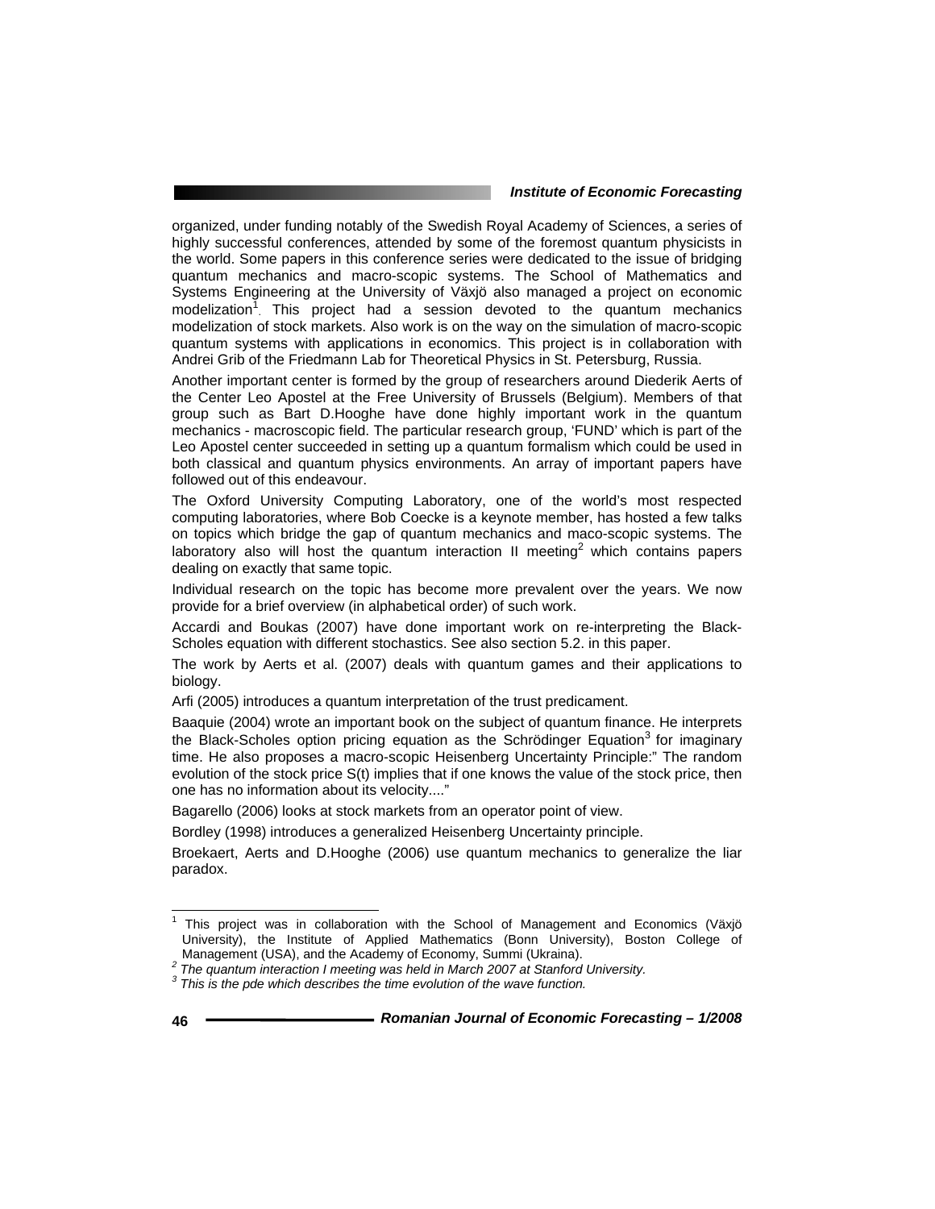organized, under funding notably of the Swedish Royal Academy of Sciences, a series of highly successful conferences, attended by some of the foremost quantum physicists in the world. Some papers in this conference series were dedicated to the issue of bridging quantum mechanics and macro-scopic systems. The School of Mathematics and Systems Engineering at the University of Växjö also managed a project on economic modelization[1]. This project had a session devoted to the quantum mechanics modelization of stock markets. Also work is on the way on the simulation of macro-scopic quantum systems with applications in economics. This project is in collaboration with Andrei Grib of the Friedmann Lab for Theoretical Physics in St. Petersburg, Russia.

Another important center is formed by the group of researchers around Diederik Aerts of the Center Leo Apostel at the Free University of Brussels (Belgium). Members of that group such as Bart D.Hooghe have done highly important work in the quantum mechanics - macroscopic field. The particular research group, 'FUND' which is part of the Leo Apostel center succeeded in setting up a quantum formalism which could be used in both classical and quantum physics environments. An array of important papers have followed out of this endeavour.

The Oxford University Computing Laboratory, one of the world's most respected computing laboratories, where Bob Coecke is a keynote member, has hosted a few talks on topics which bridge the gap of quantum mechanics and maco-scopic systems. The laboratory also will host the quantum interaction II meeting[2] which contains papers dealing on exactly that same topic.

Individual research on the topic has become more prevalent over the years. We now provide for a brief overview (in alphabetical order) of such work.

Accardi and Boukas (2007) have done important work on re-interpreting the Black-Scholes equation with different stochastics. See also section 5.2. in this paper.

The work by Aerts et al. (2007) deals with quantum games and their applications to biology.

Arfi (2005) introduces a quantum interpretation of the trust predicament.

Baaquie (2004) wrote an important book on the subject of quantum finance. He interprets the Black-Scholes option pricing equation as the Schrödinger Equation[3] for imaginary time. He also proposes a macro-scopic Heisenberg Uncertainty Principle:" The random evolution of the stock price S(t) implies that if one knows the value of the stock price, then one has no information about its velocity...."

Bagarello (2006) looks at stock markets from an operator point of view.

Bordley (1998) introduces a generalized Heisenberg Uncertainty principle.

Broekaert, Aerts and D.Hooghe (2006) use quantum mechanics to generalize the liar paradox.

---

[1] This project was in collaboration with the School of Management and Economics (Växjö University), the Institute of Applied Mathematics (Bonn University), Boston College of Management (USA), and the Academy of Economy, Summi (Ukraina).

[2] *The quantum interaction I meeting was held in March 2007 at Stanford University.*

[3] *This is the pde which describes the time evolution of the wave function.*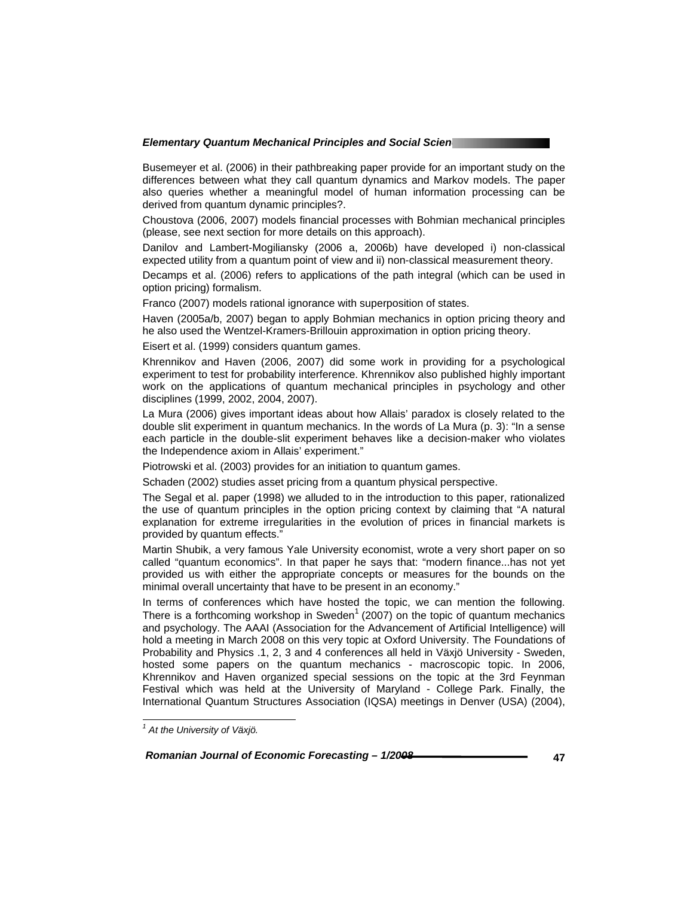Busemeyer et al. (2006) in their pathbreaking paper provide for an important study on the differences between what they call quantum dynamics and Markov models. The paper also queries whether a meaningful model of human information processing can be derived from quantum dynamic principles?.

Choustova (2006, 2007) models financial processes with Bohmian mechanical principles (please, see next section for more details on this approach).

Danilov and Lambert-Mogiliansky (2006 a, 2006b) have developed i) non-classical expected utility from a quantum point of view and ii) non-classical measurement theory.

Decamps et al. (2006) refers to applications of the path integral (which can be used in option pricing) formalism.

Franco (2007) models rational ignorance with superposition of states.

Haven (2005a/b, 2007) began to apply Bohmian mechanics in option pricing theory and he also used the Wentzel-Kramers-Brillouin approximation in option pricing theory.

Eisert et al. (1999) considers quantum games.

Khrennikov and Haven (2006, 2007) did some work in providing for a psychological experiment to test for probability interference. Khrennikov also published highly important work on the applications of quantum mechanical principles in psychology and other disciplines (1999, 2002, 2004, 2007).

La Mura (2006) gives important ideas about how Allais' paradox is closely related to the double slit experiment in quantum mechanics. In the words of La Mura (p. 3): "In a sense each particle in the double-slit experiment behaves like a decision-maker who violates the Independence axiom in Allais' experiment."

Piotrowski et al. (2003) provides for an initiation to quantum games.

Schaden (2002) studies asset pricing from a quantum physical perspective.

The Segal et al. paper (1998) we alluded to in the introduction to this paper, rationalized the use of quantum principles in the option pricing context by claiming that "A natural explanation for extreme irregularities in the evolution of prices in financial markets is provided by quantum effects."

Martin Shubik, a very famous Yale University economist, wrote a very short paper on so called "quantum economics". In that paper he says that: "modern finance...has not yet provided us with either the appropriate concepts or measures for the bounds on the minimal overall uncertainty that have to be present in an economy."

In terms of conferences which have hosted the topic, we can mention the following. There is a forthcoming workshop in Sweden[1] (2007) on the topic of quantum mechanics and psychology. The AAAI (Association for the Advancement of Artificial Intelligence) will hold a meeting in March 2008 on this very topic at Oxford University. The Foundations of Probability and Physics .1, 2, 3 and 4 conferences all held in Växjö University - Sweden, hosted some papers on the quantum mechanics - macroscopic topic. In 2006, Khrennikov and Haven organized special sessions on the topic at the 3rd Feynman Festival which was held at the University of Maryland - College Park. Finally, the International Quantum Structures Association (IQSA) meetings in Denver (USA) (2004),

[1] *At the University of Växjö.*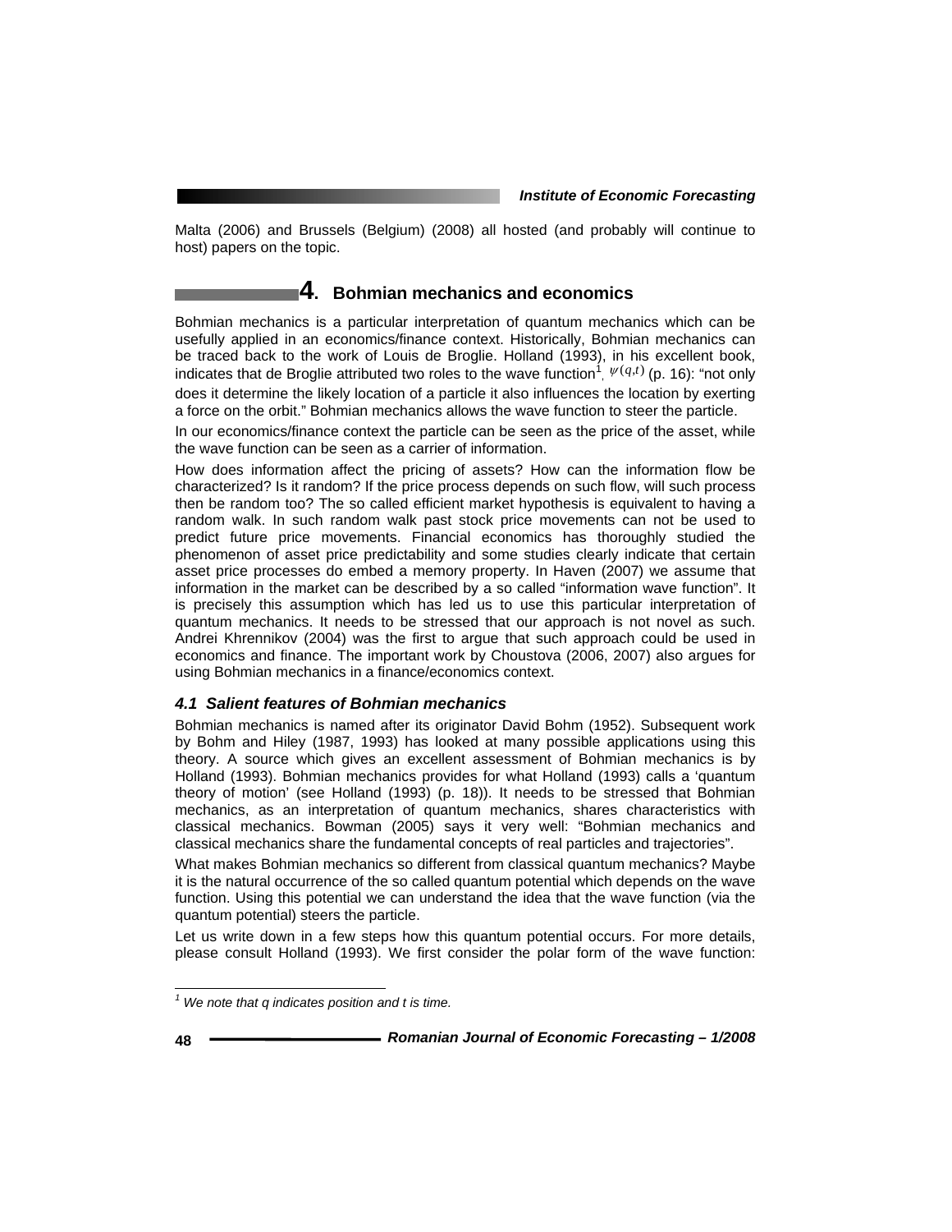Malta (2006) and Brussels (Belgium) (2008) all hosted (and probably will continue to host) papers on the topic.

## 4. Bohmian mechanics and economics

Bohmian mechanics is a particular interpretation of quantum mechanics which can be usefully applied in an economics/finance context. Historically, Bohmian mechanics can be traced back to the work of Louis de Broglie. Holland (1993), in his excellent book, indicates that de Broglie attributed two roles to the wave function[1], $\psi(q,t)$ (p. 16): "not only does it determine the likely location of a particle it also influences the location by exerting a force on the orbit." Bohmian mechanics allows the wave function to steer the particle.

In our economics/finance context the particle can be seen as the price of the asset, while the wave function can be seen as a carrier of information.

How does information affect the pricing of assets? How can the information flow be characterized? Is it random? If the price process depends on such flow, will such process then be random too? The so called efficient market hypothesis is equivalent to having a random walk. In such random walk past stock price movements can not be used to predict future price movements. Financial economics has thoroughly studied the phenomenon of asset price predictability and some studies clearly indicate that certain asset price processes do embed a memory property. In Haven (2007) we assume that information in the market can be described by a so called "information wave function". It is precisely this assumption which has led us to use this particular interpretation of quantum mechanics. It needs to be stressed that our approach is not novel as such. Andrei Khrennikov (2004) was the first to argue that such approach could be used in economics and finance. The important work by Choustova (2006, 2007) also argues for using Bohmian mechanics in a finance/economics context.

### *4.1 Salient features of Bohmian mechanics*

Bohmian mechanics is named after its originator David Bohm (1952). Subsequent work by Bohm and Hiley (1987, 1993) has looked at many possible applications using this theory. A source which gives an excellent assessment of Bohmian mechanics is by Holland (1993). Bohmian mechanics provides for what Holland (1993) calls a 'quantum theory of motion' (see Holland (1993) (p. 18)). It needs to be stressed that Bohmian mechanics, as an interpretation of quantum mechanics, shares characteristics with classical mechanics. Bowman (2005) says it very well: "Bohmian mechanics and classical mechanics share the fundamental concepts of real particles and trajectories".

What makes Bohmian mechanics so different from classical quantum mechanics? Maybe it is the natural occurrence of the so called quantum potential which depends on the wave function. Using this potential we can understand the idea that the wave function (via the quantum potential) steers the particle.

Let us write down in a few steps how this quantum potential occurs. For more details, please consult Holland (1993). We first consider the polar form of the wave function:

---

[1] *We note that q indicates position and t is time.*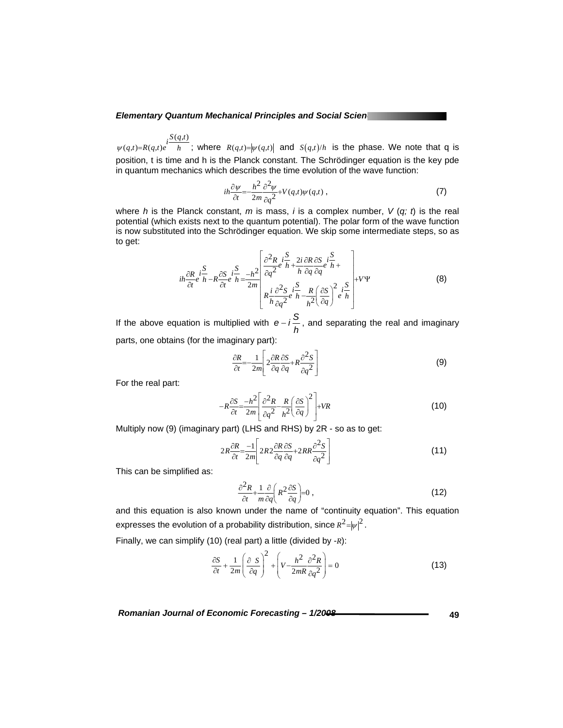$\psi(q,t)=R(q,t)e^{i\frac{S(q,t)}{h}}$ ; where $R(q,t)=|\psi(q,t)|$ and $S(q,t)/h$ is the phase. We note that q is position, t is time and h is the Planck constant. The Schrödinger equation is the key pde in quantum mechanics which describes the time evolution of the wave function:

$$ih\frac{\partial\psi}{\partial t}=-\frac{h^2}{2m}\frac{\partial^2\psi}{\partial q^2}+V(q,t)\psi(q,t)\ , \tag{7}$$

where *h* is the Planck constant, *m* is mass, *i* is a complex number, *V* (*q; t*) is the real potential (which exists next to the quantum potential). The polar form of the wave function is now substituted into the Schrödinger equation. We skip some intermediate steps, so as to get:

$$ih\frac{\partial R}{\partial t}e^{i\frac{S}{h}}-R\frac{\partial S}{\partial t}e^{i\frac{S}{h}}=\frac{-h^2}{2m}\left[\begin{array}{l}\frac{\partial^2 R}{\partial q^2}e^{i\frac{S}{h}}+\frac{2i}{h}\frac{\partial R}{\partial q}\frac{\partial S}{\partial q}e^{i\frac{S}{h}}+\\ R\frac{i}{h}\frac{\partial^2 S}{\partial q^2}e^{i\frac{S}{h}}-\frac{R}{h^2}\left(\frac{\partial S}{\partial q}\right)^2 e^{i\frac{S}{h}}\end{array}\right]+V\Psi \tag{8}$$

If the above equation is multiplied with $e-i\frac{S}{h}$, and separating the real and imaginary parts, one obtains (for the imaginary part):

$$\frac{\partial R}{\partial t}=-\frac{1}{2m}\left[2\frac{\partial R}{\partial q}\frac{\partial S}{\partial q}+R\frac{\partial^2 S}{\partial q^2}\right] \tag{9}$$

For the real part:

$$-R\frac{\partial S}{\partial t}=\frac{-h^2}{2m}\left[\frac{\partial^2 R}{\partial q^2}-\frac{R}{h^2}\left(\frac{\partial S}{\partial q}\right)^2\right]+VR \tag{10}$$

Multiply now (9) (imaginary part) (LHS and RHS) by 2R - so as to get:

$$2R\frac{\partial R}{\partial t}=\frac{-1}{2m}\left[2R2\frac{\partial R}{\partial q}\frac{\partial S}{\partial q}+2RR\frac{\partial^2 S}{\partial q^2}\right] \tag{11}$$

This can be simplified as:

$$\frac{\partial^2 R}{\partial t}+\frac{1}{m}\frac{\partial}{\partial q}\left(R^2\frac{\partial S}{\partial q}\right)=0\ , \tag{12}$$

and this equation is also known under the name of "continuity equation". This equation expresses the evolution of a probability distribution, since $R^2=|\psi|^2$.

Finally, we can simplify (10) (real part) a little (divided by -$R$):

$$\frac{\partial S}{\partial t}+\frac{1}{2m}\left(\frac{\partial\ S}{\partial q}\right)^2+\left(V-\frac{h^2}{2mR}\frac{\partial^2 R}{\partial q^2}\right)=0 \tag{13}$$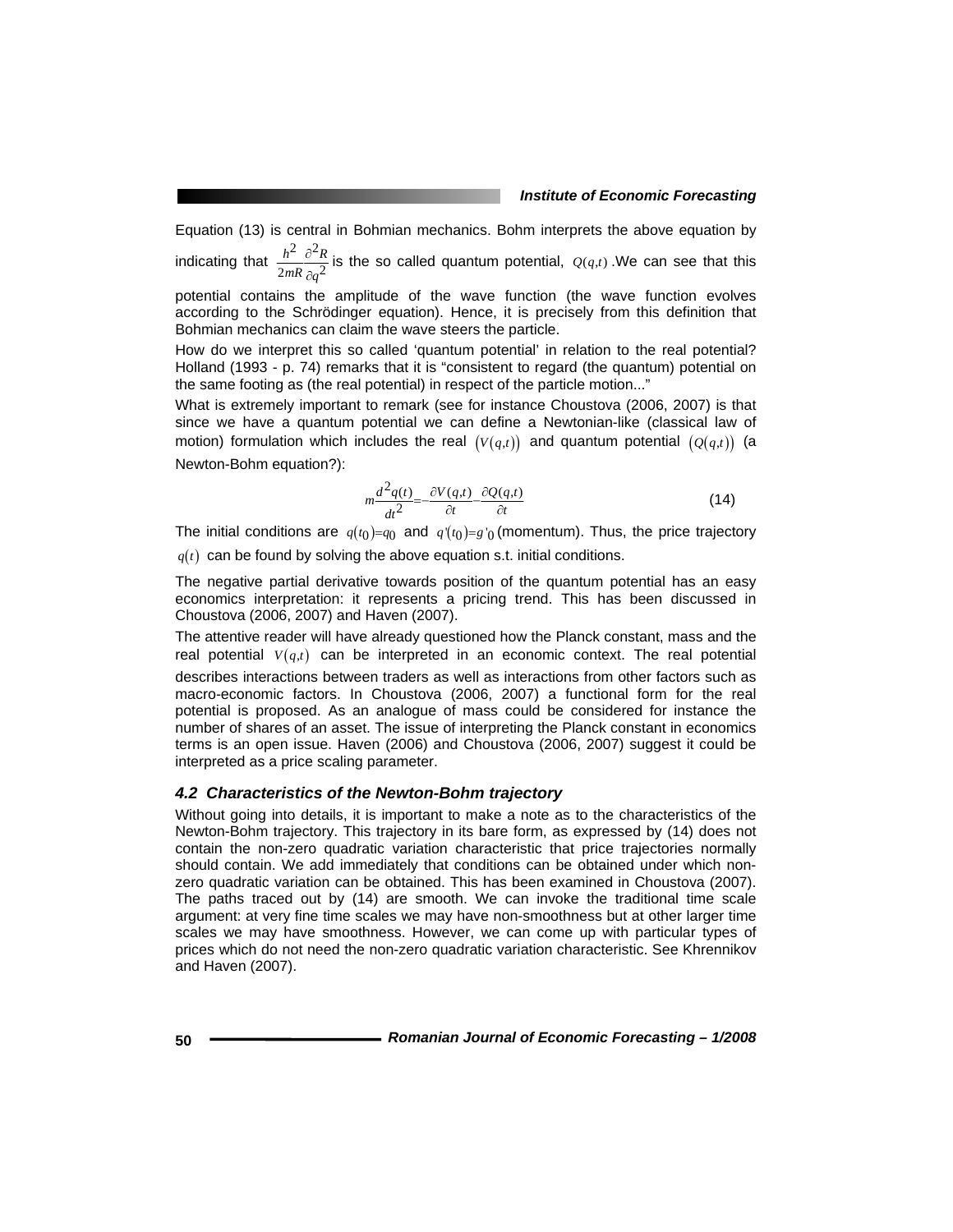Equation (13) is central in Bohmian mechanics. Bohm interprets the above equation by indicating that $\frac{h^2}{2mR}\frac{\partial^2 R}{\partial q^2}$ is the so called quantum potential, $Q(q,t)$. We can see that this potential contains the amplitude of the wave function (the wave function evolves according to the Schrödinger equation). Hence, it is precisely from this definition that Bohmian mechanics can claim the wave steers the particle.

How do we interpret this so called 'quantum potential' in relation to the real potential? Holland (1993 - p. 74) remarks that it is "consistent to regard (the quantum) potential on the same footing as (the real potential) in respect of the particle motion..."

What is extremely important to remark (see for instance Choustova (2006, 2007) is that since we have a quantum potential we can define a Newtonian-like (classical law of motion) formulation which includes the real $(V(q,t))$ and quantum potential $(Q(q,t))$ (a Newton-Bohm equation?):

$$m\frac{d^2 q(t)}{dt^2}=-\frac{\partial V(q,t)}{\partial t}-\frac{\partial Q(q,t)}{\partial t} \tag{14}$$

The initial conditions are $q(t_0)=q_0$ and $q'(t_0)=g'_0$ (momentum). Thus, the price trajectory $q(t)$ can be found by solving the above equation s.t. initial conditions.

The negative partial derivative towards position of the quantum potential has an easy economics interpretation: it represents a pricing trend. This has been discussed in Choustova (2006, 2007) and Haven (2007).

The attentive reader will have already questioned how the Planck constant, mass and the real potential $V(q,t)$ can be interpreted in an economic context. The real potential describes interactions between traders as well as interactions from other factors such as macro-economic factors. In Choustova (2006, 2007) a functional form for the real potential is proposed. As an analogue of mass could be considered for instance the number of shares of an asset. The issue of interpreting the Planck constant in economics terms is an open issue. Haven (2006) and Choustova (2006, 2007) suggest it could be interpreted as a price scaling parameter.

### *4.2 Characteristics of the Newton-Bohm trajectory*

Without going into details, it is important to make a note as to the characteristics of the Newton-Bohm trajectory. This trajectory in its bare form, as expressed by (14) does not contain the non-zero quadratic variation characteristic that price trajectories normally should contain. We add immediately that conditions can be obtained under which non-zero quadratic variation can be obtained. This has been examined in Choustova (2007). The paths traced out by (14) are smooth. We can invoke the traditional time scale argument: at very fine time scales we may have non-smoothness but at other larger time scales we may have smoothness. However, we can come up with particular types of prices which do not need the non-zero quadratic variation characteristic. See Khrennikov and Haven (2007).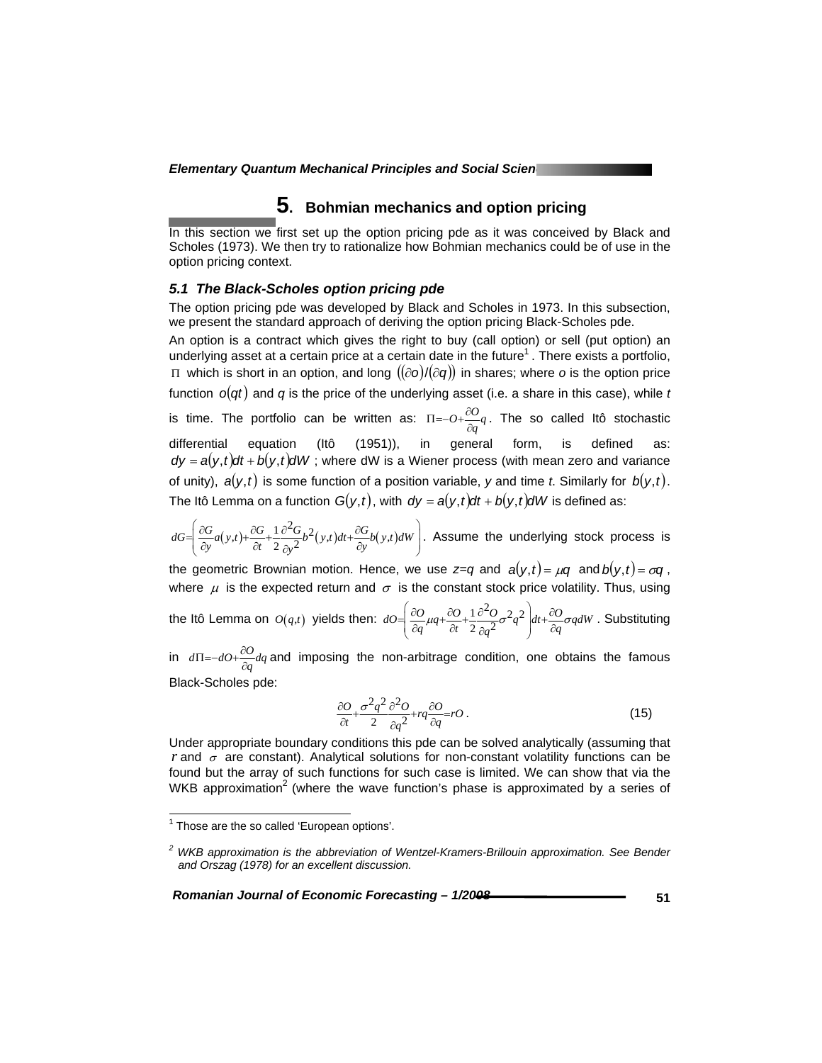## 5. Bohmian mechanics and option pricing

In this section we first set up the option pricing pde as it was conceived by Black and Scholes (1973). We then try to rationalize how Bohmian mechanics could be of use in the option pricing context.

### *5.1 The Black-Scholes option pricing pde*

The option pricing pde was developed by Black and Scholes in 1973. In this subsection, we present the standard approach of deriving the option pricing Black-Scholes pde.

An option is a contract which gives the right to buy (call option) or sell (put option) an underlying asset at a certain price at a certain date in the future[1]. There exists a portfolio, $\Pi$ which is short in an option, and long $((\partial o)/(\partial q))$ in shares; where *o* is the option price function $o(qt)$ and *q* is the price of the underlying asset (i.e. a share in this case), while *t* is time. The portfolio can be written as: $\Pi = -O + \frac{\partial O}{\partial q} q$. The so called Itô stochastic differential equation (Itô (1951)), in general form, is defined as: $dy = a(y,t)dt + b(y,t)dW$ ; where dW is a Wiener process (with mean zero and variance of unity), $a(y,t)$ is some function of a position variable, *y* and time *t*. Similarly for $b(y,t)$. The Itô Lemma on a function $G(y,t)$, with $dy = a(y,t)dt + b(y,t)dW$ is defined as:

$dG = \left( \frac{\partial G}{\partial y} a(y,t) + \frac{\partial G}{\partial t} + \frac{1}{2} \frac{\partial^2 G}{\partial y^2} b^2(y,t) dt + \frac{\partial G}{\partial y} b(y,t) dW \right)$. Assume the underlying stock process is the geometric Brownian motion. Hence, we use *z=q* and $a(y,t) = \mu q$ and $b(y,t) = \sigma q$, where $\mu$ is the expected return and $\sigma$ is the constant stock price volatility. Thus, using the Itô Lemma on $O(q,t)$ yields then: $dO = \left( \frac{\partial O}{\partial q} \mu q + \frac{\partial O}{\partial t} + \frac{1}{2} \frac{\partial^2 O}{\partial q^2} \sigma^2 q^2 \right) dt + \frac{\partial O}{\partial q} \sigma q dW$. Substituting in $d\Pi = -dO + \frac{\partial O}{\partial q} dq$ and imposing the non-arbitrage condition, one obtains the famous Black-Scholes pde:

$$\frac{\partial O}{\partial t} + \frac{\sigma^2 q^2}{2} \frac{\partial^2 O}{\partial q^2} + rq \frac{\partial O}{\partial q} = rO . \qquad (15)$$

Under appropriate boundary conditions this pde can be solved analytically (assuming that *r* and $\sigma$ are constant). Analytical solutions for non-constant volatility functions can be found but the array of such functions for such case is limited. We can show that via the WKB approximation[2] (where the wave function's phase is approximated by a series of

---

[1] Those are the so called 'European options'.

[2] *WKB approximation is the abbreviation of Wentzel-Kramers-Brillouin approximation. See Bender and Orszag (1978) for an excellent discussion.*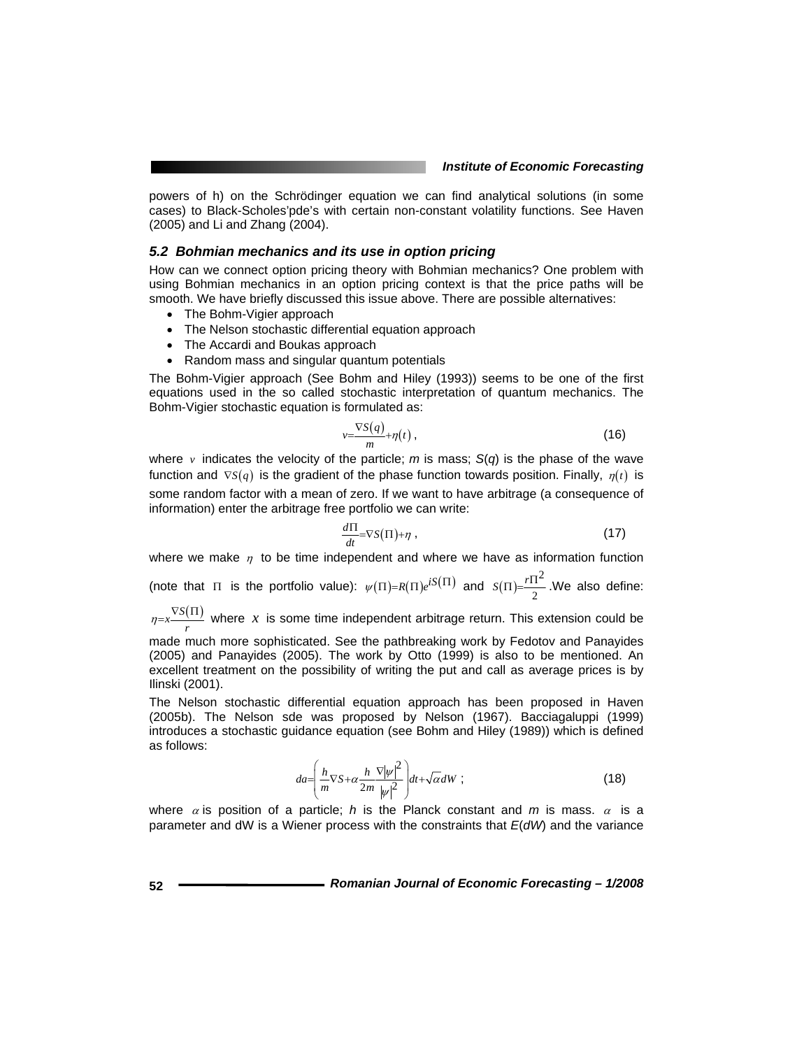powers of h) on the Schrödinger equation we can find analytical solutions (in some cases) to Black-Scholes'pde's with certain non-constant volatility functions. See Haven (2005) and Li and Zhang (2004).

### 5.2 Bohmian mechanics and its use in option pricing

How can we connect option pricing theory with Bohmian mechanics? One problem with using Bohmian mechanics in an option pricing context is that the price paths will be smooth. We have briefly discussed this issue above. There are possible alternatives:

- The Bohm-Vigier approach
- The Nelson stochastic differential equation approach
- The Accardi and Boukas approach
- Random mass and singular quantum potentials

The Bohm-Vigier approach (See Bohm and Hiley (1993)) seems to be one of the first equations used in the so called stochastic interpretation of quantum mechanics. The Bohm-Vigier stochastic equation is formulated as:

$$v = \frac{\nabla S(q)}{m} + \eta(t), \tag{16}$$

where $v$ indicates the velocity of the particle; $m$ is mass; $S(q)$ is the phase of the wave function and $\nabla S(q)$ is the gradient of the phase function towards position. Finally, $\eta(t)$ is some random factor with a mean of zero. If we want to have arbitrage (a consequence of information) enter the arbitrage free portfolio we can write:

$$\frac{d\Pi}{dt} = \nabla S(\Pi) + \eta, \tag{17}$$

where we make $\eta$ to be time independent and where we have as information function (note that $\Pi$ is the portfolio value): $\psi(\Pi) = R(\Pi)e^{iS(\Pi)}$ and $S(\Pi) = \frac{r\Pi^2}{2}$. We also define: $\eta = x\frac{\nabla S(\Pi)}{r}$ where $x$ is some time independent arbitrage return. This extension could be made much more sophisticated. See the pathbreaking work by Fedotov and Panayides (2005) and Panayides (2005). The work by Otto (1999) is also to be mentioned. An excellent treatment on the possibility of writing the put and call as average prices is by Ilinski (2001).

The Nelson stochastic differential equation approach has been proposed in Haven (2005b). The Nelson sde was proposed by Nelson (1967). Bacciagaluppi (1999) introduces a stochastic guidance equation (see Bohm and Hiley (1989)) which is defined as follows:

$$da = \left( \frac{h}{m}\nabla S + \alpha \frac{h}{2m} \frac{\nabla |\psi|^2}{|\psi|^2} \right) dt + \sqrt{\alpha}\, dW; \tag{18}$$

where $\alpha$ is position of a particle; $h$ is the Planck constant and $m$ is mass. $\alpha$ is a parameter and dW is a Wiener process with the constraints that $E(dW)$ and the variance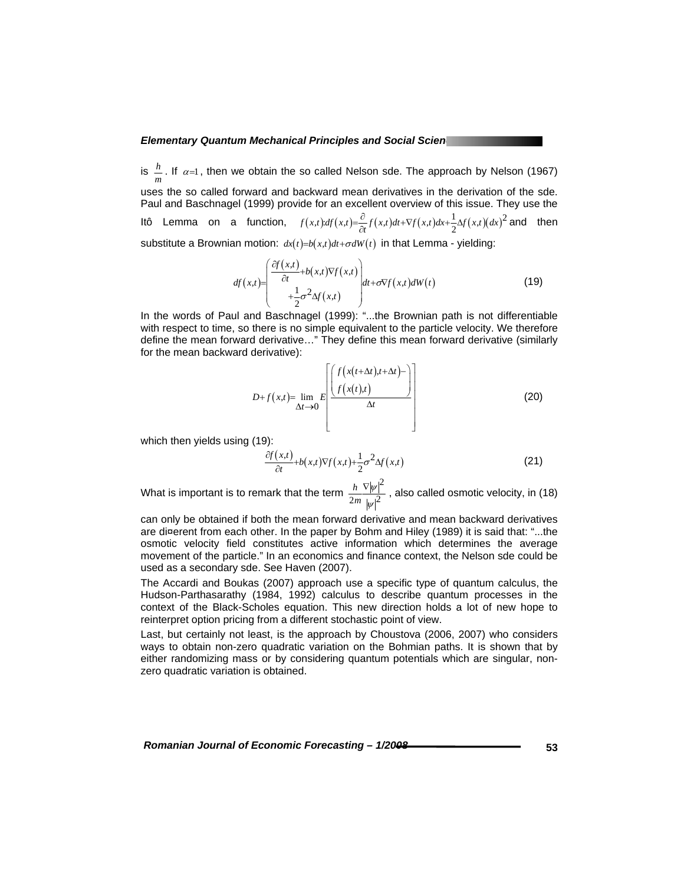is $\frac{h}{m}$. If $\alpha=1$, then we obtain the so called Nelson sde. The approach by Nelson (1967) uses the so called forward and backward mean derivatives in the derivation of the sde. Paul and Baschnagel (1999) provide for an excellent overview of this issue. They use the Itô Lemma on a function, $f(x,t): df(x,t)=\frac{\partial}{\partial t}f(x,t)dt+\nabla f(x,t)dx+\frac{1}{2}\Delta f(x,t)(dx)^2$ and then substitute a Brownian motion: $dx(t)=b(x,t)dt+\sigma dW(t)$ in that Lemma - yielding:

$$df(x,t)=\left(\begin{array}{c}\frac{\partial f(x,t)}{\partial t}+b(x,t)\nabla f(x,t)\\+\frac{1}{2}\sigma^2\Delta f(x,t)\end{array}\right)dt+\sigma\nabla f(x,t)dW(t) \tag{19}$$

In the words of Paul and Baschnagel (1999): "...the Brownian path is not differentiable with respect to time, so there is no simple equivalent to the particle velocity. We therefore define the mean forward derivative…" They define this mean forward derivative (similarly for the mean backward derivative):

$$D+f(x,t)=\lim_{\Delta t\to 0}E\left[\frac{\left(\begin{array}{c}f(x(t+\Delta t),t+\Delta t)-\\f(x(t),t)\end{array}\right)}{\Delta t}\right] \tag{20}$$

which then yields using (19):

$$\frac{\partial f(x,t)}{\partial t}+b(x,t)\nabla f(x,t)+\frac{1}{2}\sigma^2\Delta f(x,t) \tag{21}$$

What is important is to remark that the term $\frac{h}{2m}\frac{\nabla|\psi|^2}{|\psi|^2}$, also called osmotic velocity, in (18) can only be obtained if both the mean forward derivative and mean backward derivatives are different from each other. In the paper by Bohm and Hiley (1989) it is said that: "...the osmotic velocity field constitutes active information which determines the average movement of the particle." In an economics and finance context, the Nelson sde could be used as a secondary sde. See Haven (2007).

The Accardi and Boukas (2007) approach use a specific type of quantum calculus, the Hudson-Parthasarathy (1984, 1992) calculus to describe quantum processes in the context of the Black-Scholes equation. This new direction holds a lot of new hope to reinterpret option pricing from a different stochastic point of view.

Last, but certainly not least, is the approach by Choustova (2006, 2007) who considers ways to obtain non-zero quadratic variation on the Bohmian paths. It is shown that by either randomizing mass or by considering quantum potentials which are singular, non-zero quadratic variation is obtained.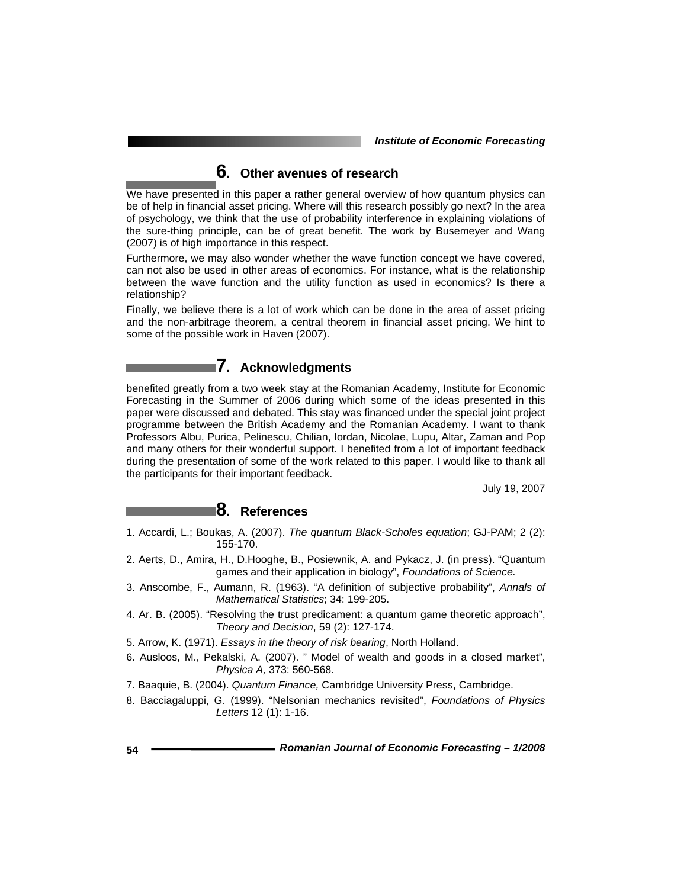## 6. Other avenues of research

We have presented in this paper a rather general overview of how quantum physics can be of help in financial asset pricing. Where will this research possibly go next? In the area of psychology, we think that the use of probability interference in explaining violations of the sure-thing principle, can be of great benefit. The work by Busemeyer and Wang (2007) is of high importance in this respect.

Furthermore, we may also wonder whether the wave function concept we have covered, can not also be used in other areas of economics. For instance, what is the relationship between the wave function and the utility function as used in economics? Is there a relationship?

Finally, we believe there is a lot of work which can be done in the area of asset pricing and the non-arbitrage theorem, a central theorem in financial asset pricing. We hint to some of the possible work in Haven (2007).

## 7. Acknowledgments

benefited greatly from a two week stay at the Romanian Academy, Institute for Economic Forecasting in the Summer of 2006 during which some of the ideas presented in this paper were discussed and debated. This stay was financed under the special joint project programme between the British Academy and the Romanian Academy. I want to thank Professors Albu, Purica, Pelinescu, Chilian, Iordan, Nicolae, Lupu, Altar, Zaman and Pop and many others for their wonderful support. I benefited from a lot of important feedback during the presentation of some of the work related to this paper. I would like to thank all the participants for their important feedback.

July 19, 2007

## 8. References

1. Accardi, L.; Boukas, A. (2007). *The quantum Black-Scholes equation*; GJ-PAM; 2 (2): 155-170.
2. Aerts, D., Amira, H., D.Hooghe, B., Posiewnik, A. and Pykacz, J. (in press). “Quantum games and their application in biology”, *Foundations of Science.*
3. Anscombe, F., Aumann, R. (1963). “A definition of subjective probability”, *Annals of Mathematical Statistics*; 34: 199-205.
4. Ar. B. (2005). “Resolving the trust predicament: a quantum game theoretic approach”, *Theory and Decision*, 59 (2): 127-174.
5. Arrow, K. (1971). *Essays in the theory of risk bearing*, North Holland.
6. Ausloos, M., Pekalski, A. (2007). ” Model of wealth and goods in a closed market”, *Physica A,* 373: 560-568.
7. Baaquie, B. (2004). *Quantum Finance,* Cambridge University Press, Cambridge.
8. Bacciagaluppi, G. (1999). “Nelsonian mechanics revisited”, *Foundations of Physics Letters* 12 (1): 1-16.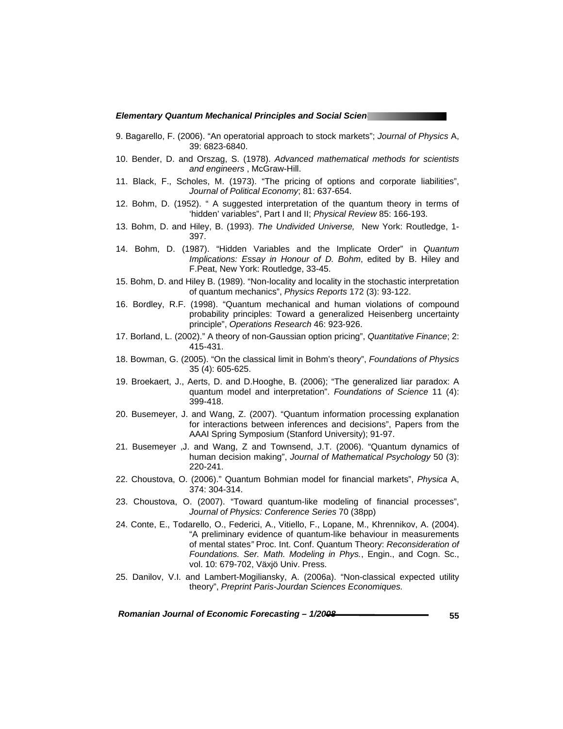9. Bagarello, F. (2006). "An operatorial approach to stock markets"; *Journal of Physics* A, 39: 6823-6840.

10. Bender, D. and Orszag, S. (1978). *Advanced mathematical methods for scientists and engineers* , McGraw-Hill.

11. Black, F., Scholes, M. (1973). "The pricing of options and corporate liabilities", *Journal of Political Economy*; 81: 637-654.

12. Bohm, D. (1952). " A suggested interpretation of the quantum theory in terms of 'hidden' variables", Part I and II; *Physical Review* 85: 166-193.

13. Bohm, D. and Hiley, B. (1993). *The Undivided Universe,* New York: Routledge, 1-397.

14. Bohm, D. (1987). "Hidden Variables and the Implicate Order" in *Quantum Implications: Essay in Honour of D. Bohm*, edited by B. Hiley and F.Peat, New York: Routledge, 33-45.

15. Bohm, D. and Hiley B. (1989). "Non-locality and locality in the stochastic interpretation of quantum mechanics", *Physics Reports* 172 (3): 93-122.

16. Bordley, R.F. (1998). "Quantum mechanical and human violations of compound probability principles: Toward a generalized Heisenberg uncertainty principle", *Operations Research* 46: 923-926.

17. Borland, L. (2002)." A theory of non-Gaussian option pricing", *Quantitative Finance*; 2: 415-431.

18. Bowman, G. (2005). "On the classical limit in Bohm's theory", *Foundations of Physics* 35 (4): 605-625.

19. Broekaert, J., Aerts, D. and D.Hooghe, B. (2006); "The generalized liar paradox: A quantum model and interpretation". *Foundations of Science* 11 (4): 399-418.

20. Busemeyer, J. and Wang, Z. (2007). "Quantum information processing explanation for interactions between inferences and decisions", Papers from the AAAI Spring Symposium (Stanford University); 91-97.

21. Busemeyer ,J. and Wang, Z and Townsend, J.T. (2006). "Quantum dynamics of human decision making", *Journal of Mathematical Psychology* 50 (3): 220-241.

22. Choustova, O. (2006)." Quantum Bohmian model for financial markets", *Physica* A, 374: 304-314.

23. Choustova, O. (2007). "Toward quantum-like modeling of financial processes", *Journal of Physics: Conference Series* 70 (38pp)

24. Conte, E., Todarello, O., Federici, A., Vitiello, F., Lopane, M., Khrennikov, A. (2004). "A preliminary evidence of quantum-like behaviour in measurements of mental states*"* Proc. Int. Conf. Quantum Theory: *Reconsideration of Foundations. Ser. Math. Modeling in Phys.*, Engin., and Cogn. Sc., vol. 10: 679-702, Växjö Univ. Press.

25. Danilov, V.I. and Lambert-Mogiliansky, A. (2006a). "Non-classical expected utility theory", *Preprint Paris-Jourdan Sciences Economiques.*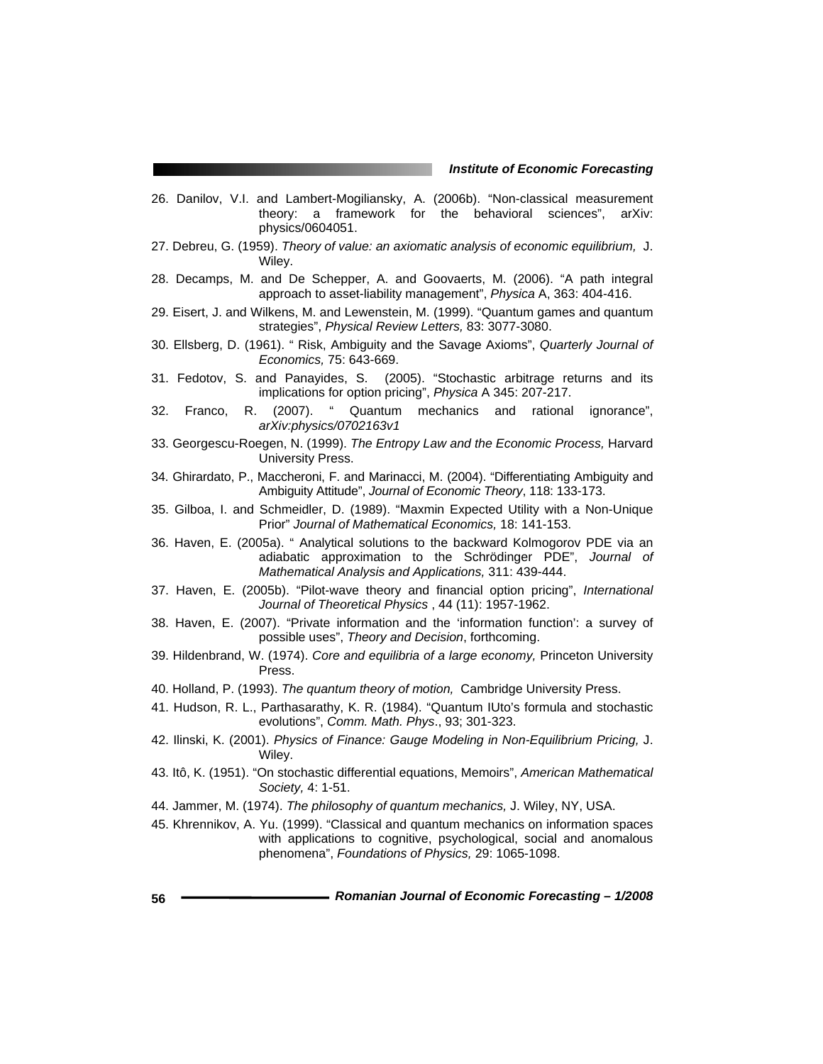26. Danilov, V.I. and Lambert-Mogiliansky, A. (2006b). "Non-classical measurement theory: a framework for the behavioral sciences", arXiv: physics/0604051.
27. Debreu, G. (1959). *Theory of value: an axiomatic analysis of economic equilibrium,* J. Wiley.
28. Decamps, M. and De Schepper, A. and Goovaerts, M. (2006). "A path integral approach to asset-liability management", *Physica* A, 363: 404-416.
29. Eisert, J. and Wilkens, M. and Lewenstein, M. (1999). "Quantum games and quantum strategies", *Physical Review Letters,* 83: 3077-3080.
30. Ellsberg, D. (1961). " Risk, Ambiguity and the Savage Axioms", *Quarterly Journal of Economics,* 75: 643-669.
31. Fedotov, S. and Panayides, S. (2005). "Stochastic arbitrage returns and its implications for option pricing", *Physica* A 345: 207-217.
32. Franco, R. (2007). " Quantum mechanics and rational ignorance", *arXiv:physics/0702163v1*
33. Georgescu-Roegen, N. (1999). *The Entropy Law and the Economic Process,* Harvard University Press.
34. Ghirardato, P., Maccheroni, F. and Marinacci, M. (2004). "Differentiating Ambiguity and Ambiguity Attitude", *Journal of Economic Theory*, 118: 133-173.
35. Gilboa, I. and Schmeidler, D. (1989). "Maxmin Expected Utility with a Non-Unique Prior" *Journal of Mathematical Economics,* 18: 141-153.
36. Haven, E. (2005a). " Analytical solutions to the backward Kolmogorov PDE via an adiabatic approximation to the Schrödinger PDE", *Journal of Mathematical Analysis and Applications,* 311: 439-444.
37. Haven, E. (2005b). "Pilot-wave theory and financial option pricing", *International Journal of Theoretical Physics* , 44 (11): 1957-1962.
38. Haven, E. (2007). "Private information and the 'information function': a survey of possible uses", *Theory and Decision*, forthcoming.
39. Hildenbrand, W. (1974). *Core and equilibria of a large economy,* Princeton University Press.
40. Holland, P. (1993). *The quantum theory of motion,* Cambridge University Press.
41. Hudson, R. L., Parthasarathy, K. R. (1984). "Quantum IUto's formula and stochastic evolutions", *Comm. Math. Phys*., 93; 301-323.
42. Ilinski, K. (2001). *Physics of Finance: Gauge Modeling in Non-Equilibrium Pricing,* J. Wiley.
43. Itô, K. (1951). "On stochastic differential equations, Memoirs", *American Mathematical Society,* 4: 1-51.
44. Jammer, M. (1974). *The philosophy of quantum mechanics,* J. Wiley, NY, USA.
45. Khrennikov, A. Yu. (1999). "Classical and quantum mechanics on information spaces with applications to cognitive, psychological, social and anomalous phenomena", *Foundations of Physics,* 29: 1065-1098.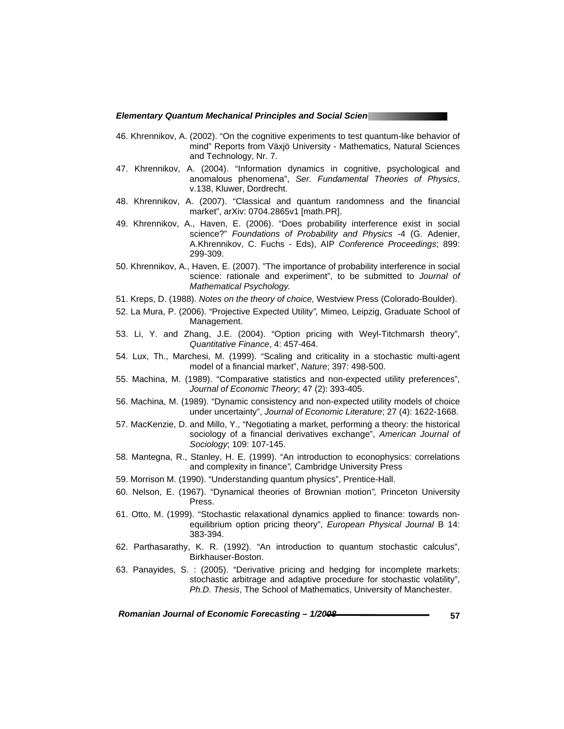46. Khrennikov, A. (2002). "On the cognitive experiments to test quantum-like behavior of mind" Reports from Växjö University - Mathematics, Natural Sciences and Technology, Nr. 7.

47. Khrennikov, A. (2004). "Information dynamics in cognitive, psychological and anomalous phenomena", *Ser. Fundamental Theories of Physics*, v.138, Kluwer, Dordrecht.

48. Khrennikov, A. (2007). "Classical and quantum randomness and the financial market", arXiv: 0704.2865v1 [math.PR].

49. Khrennikov, A., Haven, E. (2006). "Does probability interference exist in social science?" *Foundations of Probability and Physics* -4 (G. Adenier, A.Khrennikov, C. Fuchs - Eds), AIP *Conference Proceedings*; 899: 299-309.

50. Khrennikov, A., Haven, E. (2007). "The importance of probability interference in social science: rationale and experiment", to be submitted to *Journal of Mathematical Psychology.*

51. Kreps, D. (1988). *Notes on the theory of choice,* Westview Press (Colorado-Boulder).

52. La Mura, P. (2006). "Projective Expected Utility*",* Mimeo, Leipzig, Graduate School of Management.

53. Li, Y. and Zhang, J.E. (2004). "Option pricing with Weyl-Titchmarsh theory", *Quantitative Finance*, 4: 457-464.

54. Lux, Th., Marchesi, M. (1999). "Scaling and criticality in a stochastic multi-agent model of a financial market", *Nature*; 397: 498-500.

55. Machina, M. (1989). "Comparative statistics and non-expected utility preferences", *Journal of Economic Theory*; 47 (2): 393-405.

56. Machina, M. (1989). "Dynamic consistency and non-expected utility models of choice under uncertainty", *Journal of Economic Literature*; 27 (4): 1622-1668.

57. MacKenzie, D. and Millo, Y., "Negotiating a market, performing a theory: the historical sociology of a financial derivatives exchange", *American Journal of Sociology*; 109: 107-145.

58. Mantegna, R., Stanley, H. E. (1999). "An introduction to econophysics: correlations and complexity in finance*",* Cambridge University Press

59. Morrison M. (1990). "Understanding quantum physics", Prentice-Hall.

60. Nelson, E. (1967). "Dynamical theories of Brownian motion*",* Princeton University Press.

61. Otto, M. (1999). "Stochastic relaxational dynamics applied to finance: towards non-equilibrium option pricing theory", *European Physical Journal* B 14: 383-394.

62. Parthasarathy, K. R. (1992). "An introduction to quantum stochastic calculus", Birkhauser-Boston.

63. Panayides, S. : (2005). "Derivative pricing and hedging for incomplete markets: stochastic arbitrage and adaptive procedure for stochastic volatility", *Ph.D. Thesis*, The School of Mathematics, University of Manchester.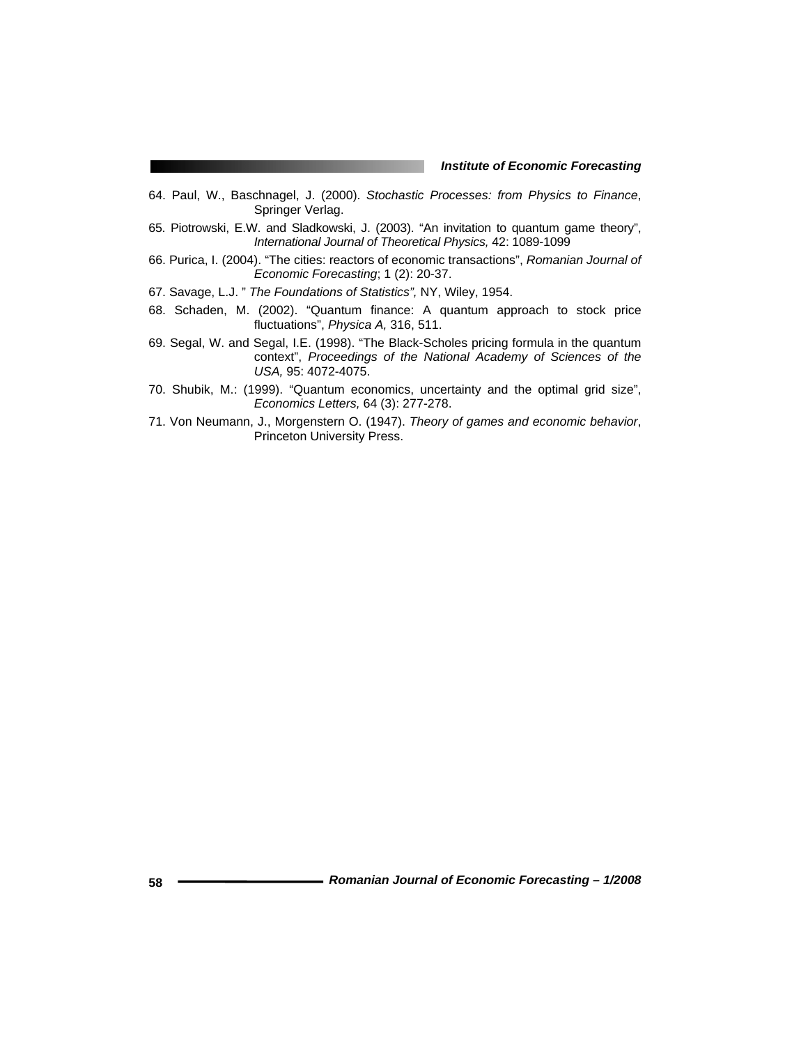64. Paul, W., Baschnagel, J. (2000). *Stochastic Processes: from Physics to Finance*, Springer Verlag.

65. Piotrowski, E.W. and Sladkowski, J. (2003). "An invitation to quantum game theory", *International Journal of Theoretical Physics,* 42: 1089-1099

66. Purica, I. (2004). "The cities: reactors of economic transactions", *Romanian Journal of Economic Forecasting*; 1 (2): 20-37.

67. Savage, L.J. " *The Foundations of Statistics",* NY, Wiley, 1954.

68. Schaden, M. (2002). "Quantum finance: A quantum approach to stock price fluctuations", *Physica A,* 316, 511.

69. Segal, W. and Segal, I.E. (1998). "The Black-Scholes pricing formula in the quantum context", *Proceedings of the National Academy of Sciences of the USA,* 95: 4072-4075.

70. Shubik, M.: (1999). "Quantum economics, uncertainty and the optimal grid size", *Economics Letters,* 64 (3): 277-278.

71. Von Neumann, J., Morgenstern O. (1947). *Theory of games and economic behavior*, Princeton University Press.